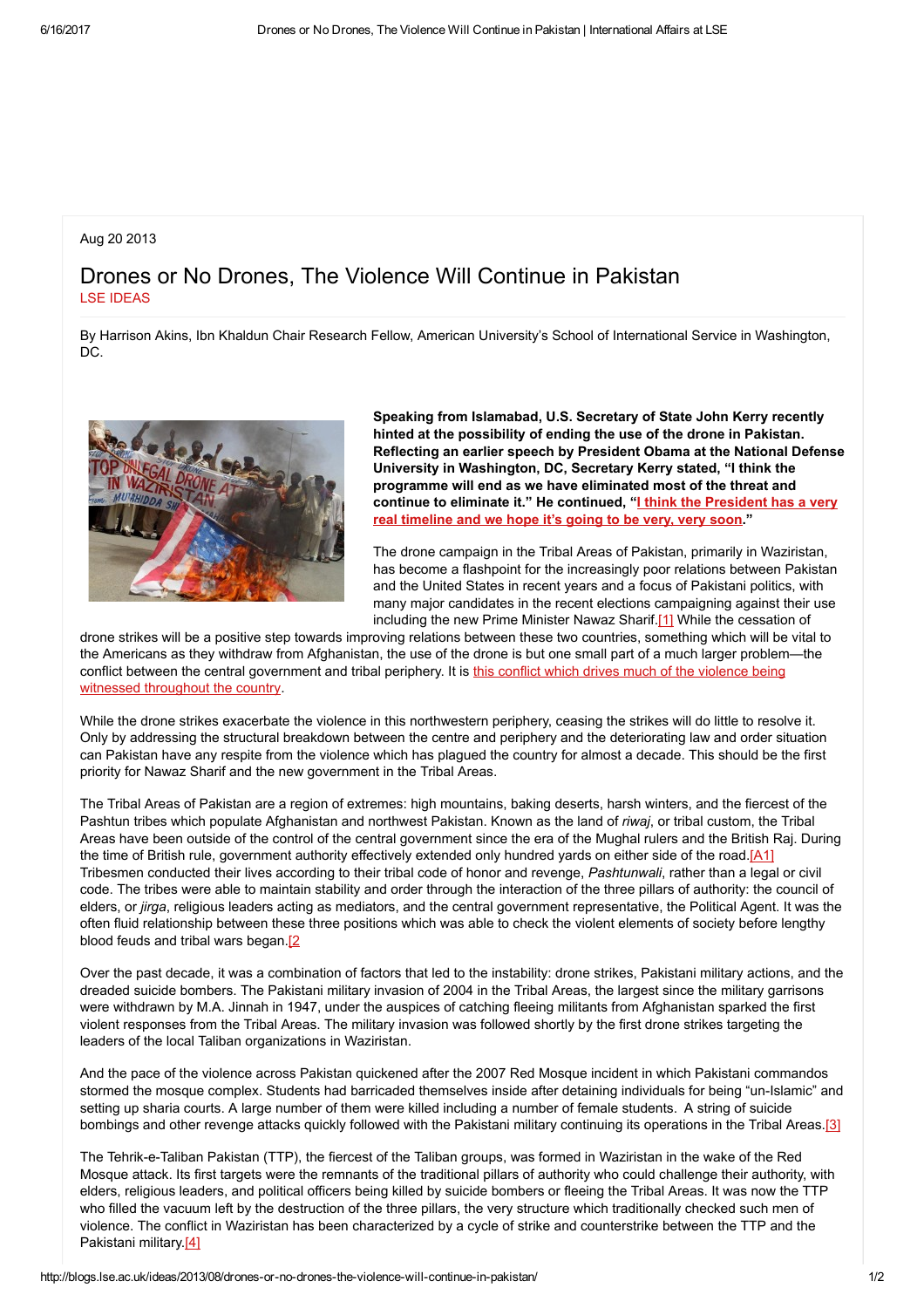Aug 20 2013

# Drones or No Drones, The Violence Will Continue in Pakistan

LSE IDEAS

By Harrison Akins, Ibn Khaldun Chair Research Fellow, American University's School of International Service in Washington, DC.

**Speaking from Islamabad, U.S. Secretary of State John Kerry recently hinted at the possibility of ending the use of the drone in Pakistan. Reflecting an earlier speech by President Obama at the National Defense University in Washington, DC, Secretary Kerry stated, "I think the programme will end as we have eliminated most of the threat and continue to eliminate it." He continued, "I think the President has a very real timeline and we hope it's going to be very, very soon."**

The drone campaign in the Tribal Areas of Pakistan, primarily in Waziristan, has become a flashpoint for the increasingly poor relations between Pakistan and the United States in recent years and a focus of Pakistani politics, with many major candidates in the recent elections campaigning against their use including the new Prime Minister Nawaz Sharif.[1] While the cessation of drone strikes will be a positive step towards improving relations between these two countries, something which will be vital to the Americans as they withdraw from Afghanistan, the use of the drone is but one small part of a much larger problem—the conflict between the central government and tribal periphery. It is this conflict which drives much of the violence being witnessed throughout the country.

While the drone strikes exacerbate the violence in this northwestern periphery, ceasing the strikes will do little to resolve it. Only by addressing the structural breakdown between the centre and periphery and the deteriorating law and order situation can Pakistan have any respite from the violence which has plagued the country for almost a decade. This should be the first priority for Nawaz Sharif and the new government in the Tribal Areas.

The Tribal Areas of Pakistan are a region of extremes: high mountains, baking deserts, harsh winters, and the fiercest of the Pashtun tribes which populate Afghanistan and northwest Pakistan. Known as the land of *riwaj*, or tribal custom, the Tribal Areas have been outside of the control of the central government since the era of the Mughal rulers and the British Raj. During the time of British rule, government authority effectively extended only hundred yards on either side of the road.[A1] Tribesmen conducted their lives according to their tribal code of honor and revenge, *Pashtunwali*, rather than a legal or civil code. The tribes were able to maintain stability and order through the interaction of the three pillars of authority: the council of elders, or *jirga*, religious leaders acting as mediators, and the central government representative, the Political Agent. It was the often fluid relationship between these three positions which was able to check the violent elements of society before lengthy blood feuds and tribal wars began.[2

Over the past decade, it was a combination of factors that led to the instability: drone strikes, Pakistani military actions, and the dreaded suicide bombers. The Pakistani military invasion of 2004 in the Tribal Areas, the largest since the military garrisons were withdrawn by M.A. Jinnah in 1947, under the auspices of catching fleeing militants from Afghanistan sparked the first violent responses from the Tribal Areas. The military invasion was followed shortly by the first drone strikes targeting the leaders of the local Taliban organizations in Waziristan.

And the pace of the violence across Pakistan quickened after the 2007 Red Mosque incident in which Pakistani commandos stormed the mosque complex. Students had barricaded themselves inside after detaining individuals for being "un-Islamic" and setting up sharia courts. A large number of them were killed including a number of female students. A string of suicide bombings and other revenge attacks quickly followed with the Pakistani military continuing its operations in the Tribal Areas.[3]

The Tehrik-e-Taliban Pakistan (TTP), the fiercest of the Taliban groups, was formed in Waziristan in the wake of the Red Mosque attack. Its first targets were the remnants of the traditional pillars of authority who could challenge their authority, with elders, religious leaders, and political officers being killed by suicide bombers or fleeing the Tribal Areas. It was now the TTP who filled the vacuum left by the destruction of the three pillars, the very structure which traditionally checked such men of violence. The conflict in Waziristan has been characterized by a cycle of strike and counterstrike between the TTP and the Pakistani military.[4]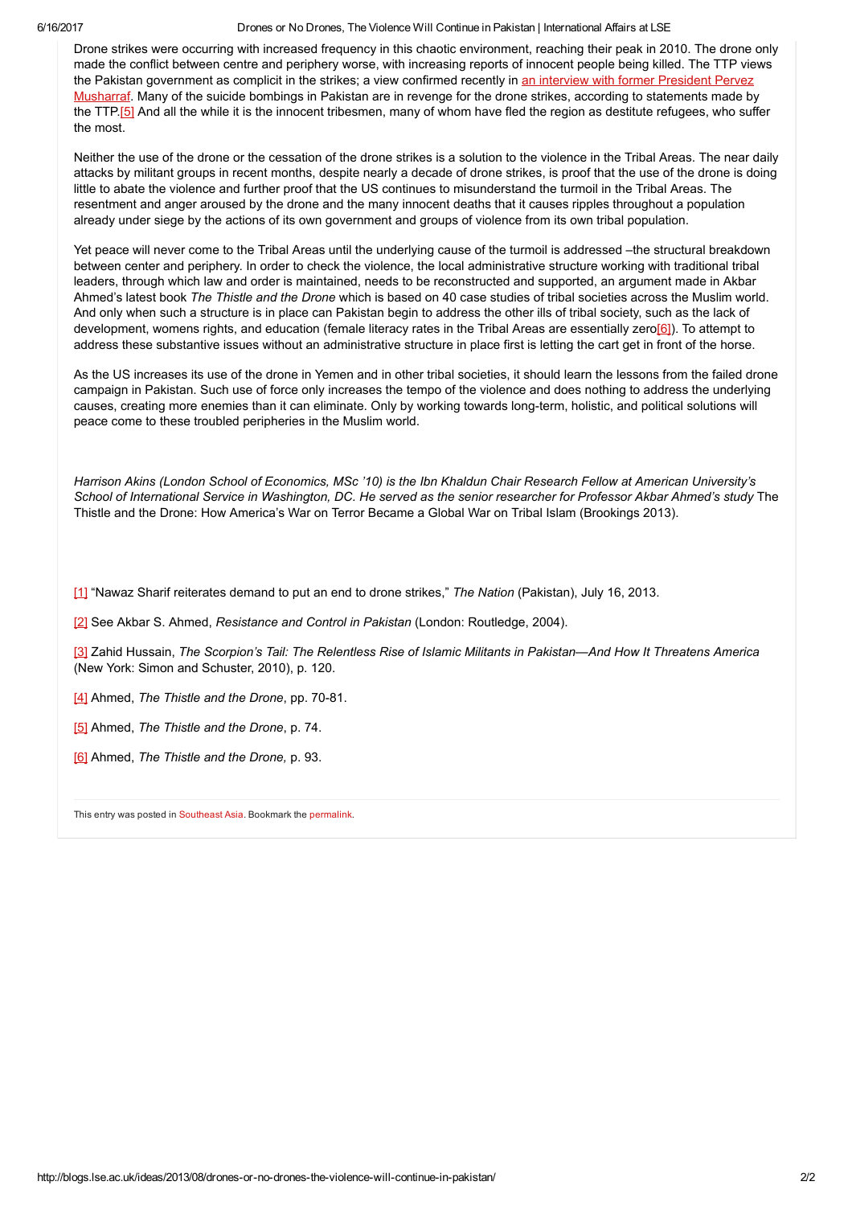Drone strikes were occurring with increased frequency in this chaotic environment, reaching their peak in 2010. The drone only made the conflict between centre and periphery worse, with increasing reports of innocent people being killed. The TTP views the Pakistan government as complicit in the strikes; a view confirmed recently in an interview with former President Pervez Musharraf. Many of the suicide bombings in Pakistan are in revenge for the drone strikes, according to statements made by the TTP.[5] And all the while it is the innocent tribesmen, many of whom have fled the region as destitute refugees, who suffer the most.

Neither the use of the drone or the cessation of the drone strikes is a solution to the violence in the Tribal Areas. The near daily attacks by militant groups in recent months, despite nearly a decade of drone strikes, is proof that the use of the drone is doing little to abate the violence and further proof that the US continues to misunderstand the turmoil in the Tribal Areas. The resentment and anger aroused by the drone and the many innocent deaths that it causes ripples throughout a population already under siege by the actions of its own government and groups of violence from its own tribal population.

Yet peace will never come to the Tribal Areas until the underlying cause of the turmoil is addressed –the structural breakdown between center and periphery. In order to check the violence, the local administrative structure working with traditional tribal leaders, through which law and order is maintained, needs to be reconstructed and supported, an argument made in Akbar Ahmed's latest book *The Thistle and the Drone* which is based on 40 case studies of tribal societies across the Muslim world. And only when such a structure is in place can Pakistan begin to address the other ills of tribal society, such as the lack of development, womens rights, and education (female literacy rates in the Tribal Areas are essentially zero[6]). To attempt to address these substantive issues without an administrative structure in place first is letting the cart get in front of the horse.

As the US increases its use of the drone in Yemen and in other tribal societies, it should learn the lessons from the failed drone campaign in Pakistan. Such use of force only increases the tempo of the violence and does nothing to address the underlying causes, creating more enemies than it can eliminate. Only by working towards long-term, holistic, and political solutions will peace come to these troubled peripheries in the Muslim world.

*Harrison Akins (London School of Economics, MSc '10) is the Ibn Khaldun Chair Research Fellow at American University's School of International Service in Washington, DC. He served as the senior researcher for Professor Akbar Ahmed's study* The Thistle and the Drone: How America's War on Terror Became a Global War on Tribal Islam (Brookings 2013).

[1] "Nawaz Sharif reiterates demand to put an end to drone strikes," *The Nation* (Pakistan), July 16, 2013.

[2] See Akbar S. Ahmed, *Resistance and Control in Pakistan* (London: Routledge, 2004).

[3] Zahid Hussain, *The Scorpion's Tail: The Relentless Rise of Islamic Militants in Pakistan—And How It Threatens America* (New York: Simon and Schuster, 2010), p. 120.

[4] Ahmed, *The Thistle and the Drone*, pp. 70-81.

[5] Ahmed, *The Thistle and the Drone*, p. 74.

[6] Ahmed, *The Thistle and the Drone,* p. 93.

This entry was posted in Southeast Asia. Bookmark the permalink.